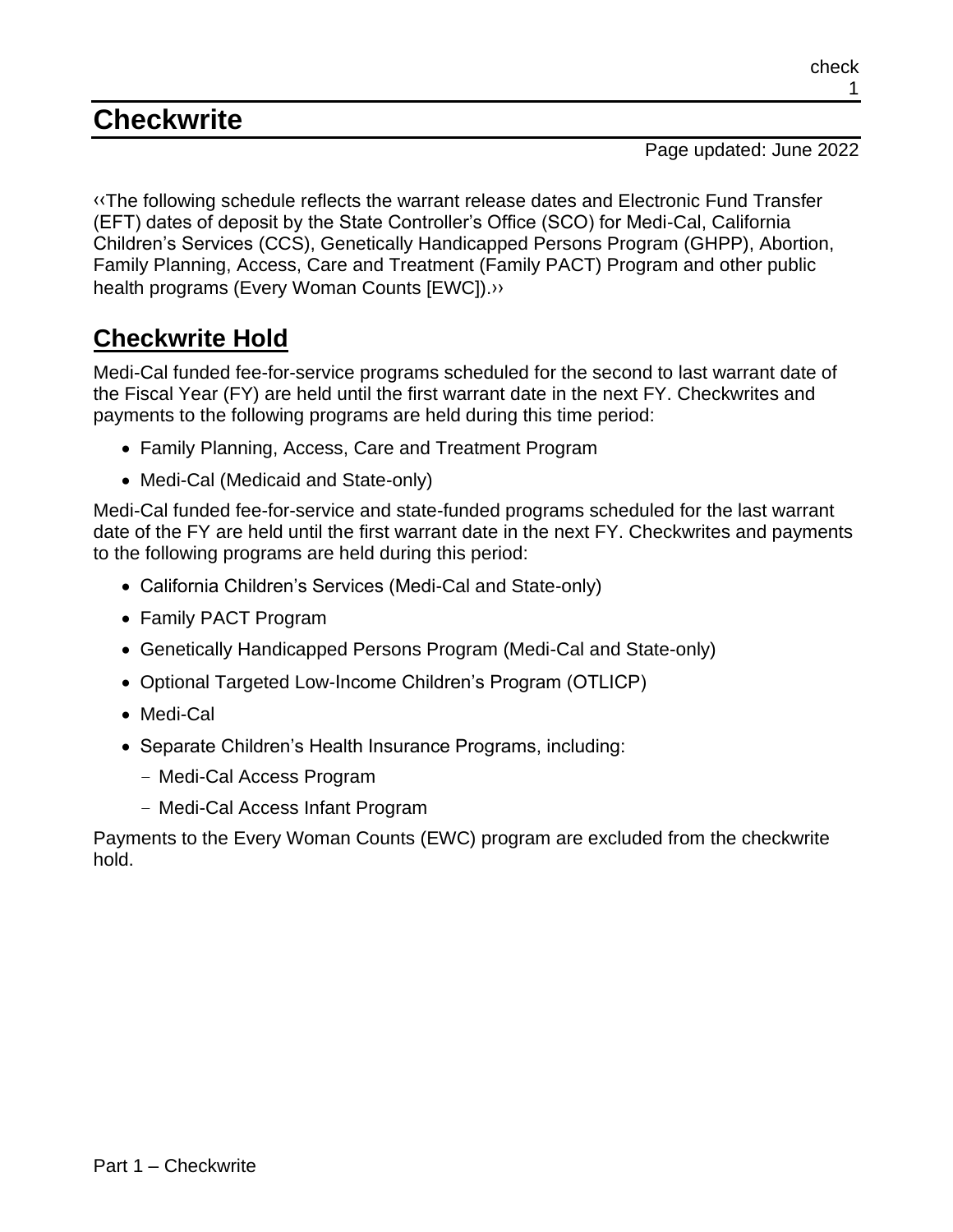# Checkwrite

Page updated: June 2022

‹‹The following schedule reflects the warrant release dates and Electronic Fund Transfer (EFT) dates of deposit by the State Controller's Office (SCO) for Medi-Cal, California Children's Services (CCS), Genetically Handicapped Persons Program (GHPP), Abortion, Family Planning, Access, Care and Treatment (Family PACT) Program and other public health programs (Every Woman Counts [EWC]).››

## Checkwrite Hold

Medi-Cal funded fee-for-service programs scheduled for the second to last warrant date of the Fiscal Year (FY) are held until the first warrant date in the next FY. Checkwrites and payments to the following programs are held during this time period:

- Family Planning, Access, Care and Treatment Program
- Medi-Cal (Medicaid and State-only)

Medi-Cal funded fee-for-service and state-funded programs scheduled for the last warrant date of the FY are held until the first warrant date in the next FY. Checkwrites and payments to the following programs are held during this period:

- California Children's Services (Medi-Cal and State-only)
- Family PACT Program
- Genetically Handicapped Persons Program (Medi-Cal and State-only)
- Optional Targeted Low-Income Children's Program (OTLICP)
- Medi-Cal
- Separate Children's Health Insurance Programs, including:
  - Medi-Cal Access Program
  - Medi-Cal Access Infant Program

Payments to the Every Woman Counts (EWC) program are excluded from the checkwrite hold.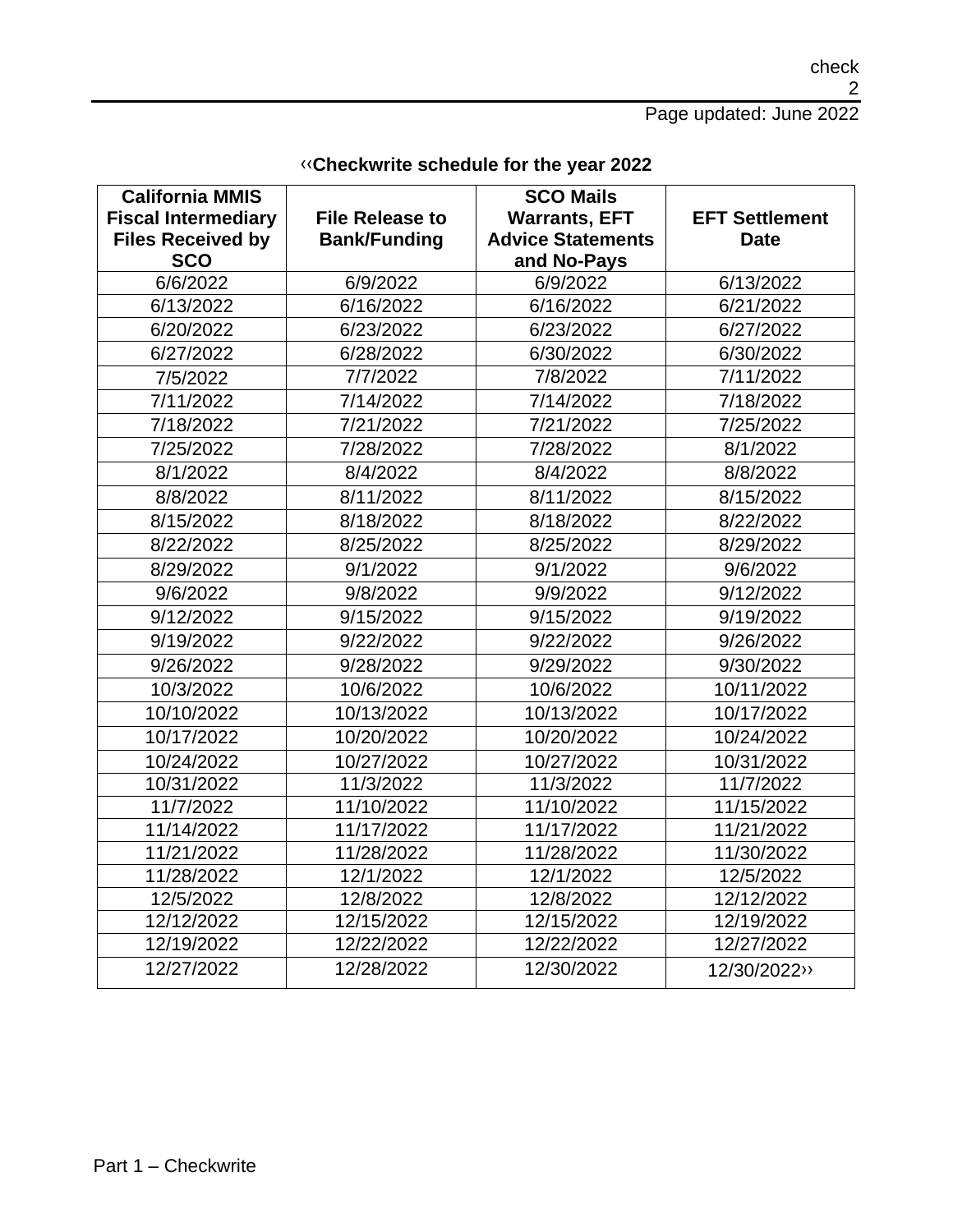‹‹**Checkwrite schedule for the year 2022**

| California MMIS Fiscal Intermediary Files Received by SCO | File Release to Bank/Funding | SCO Mails Warrants, EFT Advice Statements and No-Pays | EFT Settlement Date |
|---|---|---|---|
| 6/6/2022 | 6/9/2022 | 6/9/2022 | 6/13/2022 |
| 6/13/2022 | 6/16/2022 | 6/16/2022 | 6/21/2022 |
| 6/20/2022 | 6/23/2022 | 6/23/2022 | 6/27/2022 |
| 6/27/2022 | 6/28/2022 | 6/30/2022 | 6/30/2022 |
| 7/5/2022 | 7/7/2022 | 7/8/2022 | 7/11/2022 |
| 7/11/2022 | 7/14/2022 | 7/14/2022 | 7/18/2022 |
| 7/18/2022 | 7/21/2022 | 7/21/2022 | 7/25/2022 |
| 7/25/2022 | 7/28/2022 | 7/28/2022 | 8/1/2022 |
| 8/1/2022 | 8/4/2022 | 8/4/2022 | 8/8/2022 |
| 8/8/2022 | 8/11/2022 | 8/11/2022 | 8/15/2022 |
| 8/15/2022 | 8/18/2022 | 8/18/2022 | 8/22/2022 |
| 8/22/2022 | 8/25/2022 | 8/25/2022 | 8/29/2022 |
| 8/29/2022 | 9/1/2022 | 9/1/2022 | 9/6/2022 |
| 9/6/2022 | 9/8/2022 | 9/9/2022 | 9/12/2022 |
| 9/12/2022 | 9/15/2022 | 9/15/2022 | 9/19/2022 |
| 9/19/2022 | 9/22/2022 | 9/22/2022 | 9/26/2022 |
| 9/26/2022 | 9/28/2022 | 9/29/2022 | 9/30/2022 |
| 10/3/2022 | 10/6/2022 | 10/6/2022 | 10/11/2022 |
| 10/10/2022 | 10/13/2022 | 10/13/2022 | 10/17/2022 |
| 10/17/2022 | 10/20/2022 | 10/20/2022 | 10/24/2022 |
| 10/24/2022 | 10/27/2022 | 10/27/2022 | 10/31/2022 |
| 10/31/2022 | 11/3/2022 | 11/3/2022 | 11/7/2022 |
| 11/7/2022 | 11/10/2022 | 11/10/2022 | 11/15/2022 |
| 11/14/2022 | 11/17/2022 | 11/17/2022 | 11/21/2022 |
| 11/21/2022 | 11/28/2022 | 11/28/2022 | 11/30/2022 |
| 11/28/2022 | 12/1/2022 | 12/1/2022 | 12/5/2022 |
| 12/5/2022 | 12/8/2022 | 12/8/2022 | 12/12/2022 |
| 12/12/2022 | 12/15/2022 | 12/15/2022 | 12/19/2022 |
| 12/19/2022 | 12/22/2022 | 12/22/2022 | 12/27/2022 |
| 12/27/2022 | 12/28/2022 | 12/30/2022 | 12/30/2022›› |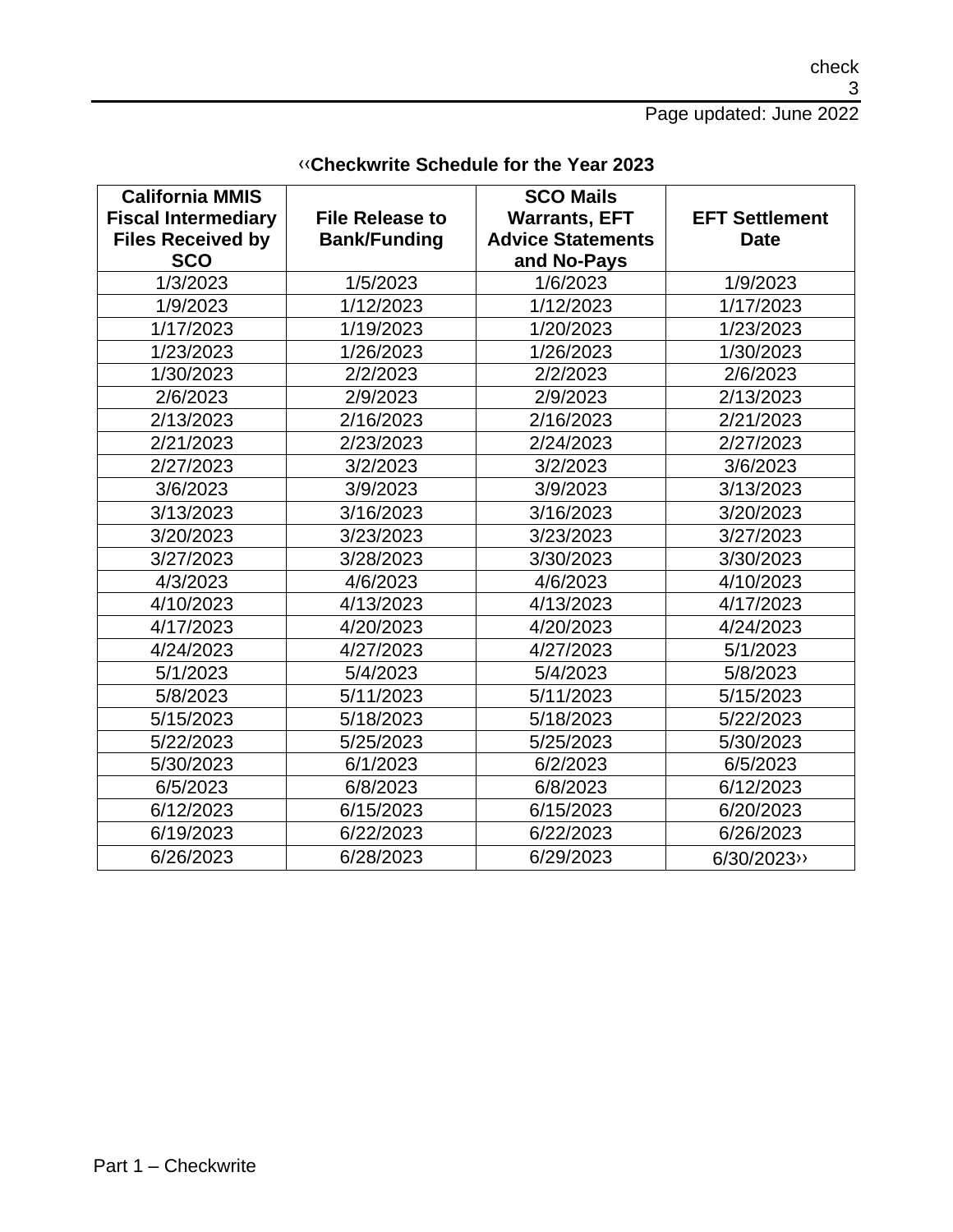‹‹**Checkwrite Schedule for the Year 2023**

| California MMIS Fiscal Intermediary Files Received by SCO | File Release to Bank/Funding | SCO Mails Warrants, EFT Advice Statements and No-Pays | EFT Settlement Date |
|---|---|---|---|
| 1/3/2023 | 1/5/2023 | 1/6/2023 | 1/9/2023 |
| 1/9/2023 | 1/12/2023 | 1/12/2023 | 1/17/2023 |
| 1/17/2023 | 1/19/2023 | 1/20/2023 | 1/23/2023 |
| 1/23/2023 | 1/26/2023 | 1/26/2023 | 1/30/2023 |
| 1/30/2023 | 2/2/2023 | 2/2/2023 | 2/6/2023 |
| 2/6/2023 | 2/9/2023 | 2/9/2023 | 2/13/2023 |
| 2/13/2023 | 2/16/2023 | 2/16/2023 | 2/21/2023 |
| 2/21/2023 | 2/23/2023 | 2/24/2023 | 2/27/2023 |
| 2/27/2023 | 3/2/2023 | 3/2/2023 | 3/6/2023 |
| 3/6/2023 | 3/9/2023 | 3/9/2023 | 3/13/2023 |
| 3/13/2023 | 3/16/2023 | 3/16/2023 | 3/20/2023 |
| 3/20/2023 | 3/23/2023 | 3/23/2023 | 3/27/2023 |
| 3/27/2023 | 3/28/2023 | 3/30/2023 | 3/30/2023 |
| 4/3/2023 | 4/6/2023 | 4/6/2023 | 4/10/2023 |
| 4/10/2023 | 4/13/2023 | 4/13/2023 | 4/17/2023 |
| 4/17/2023 | 4/20/2023 | 4/20/2023 | 4/24/2023 |
| 4/24/2023 | 4/27/2023 | 4/27/2023 | 5/1/2023 |
| 5/1/2023 | 5/4/2023 | 5/4/2023 | 5/8/2023 |
| 5/8/2023 | 5/11/2023 | 5/11/2023 | 5/15/2023 |
| 5/15/2023 | 5/18/2023 | 5/18/2023 | 5/22/2023 |
| 5/22/2023 | 5/25/2023 | 5/25/2023 | 5/30/2023 |
| 5/30/2023 | 6/1/2023 | 6/2/2023 | 6/5/2023 |
| 6/5/2023 | 6/8/2023 | 6/8/2023 | 6/12/2023 |
| 6/12/2023 | 6/15/2023 | 6/15/2023 | 6/20/2023 |
| 6/19/2023 | 6/22/2023 | 6/22/2023 | 6/26/2023 |
| 6/26/2023 | 6/28/2023 | 6/29/2023 | 6/30/2023›› |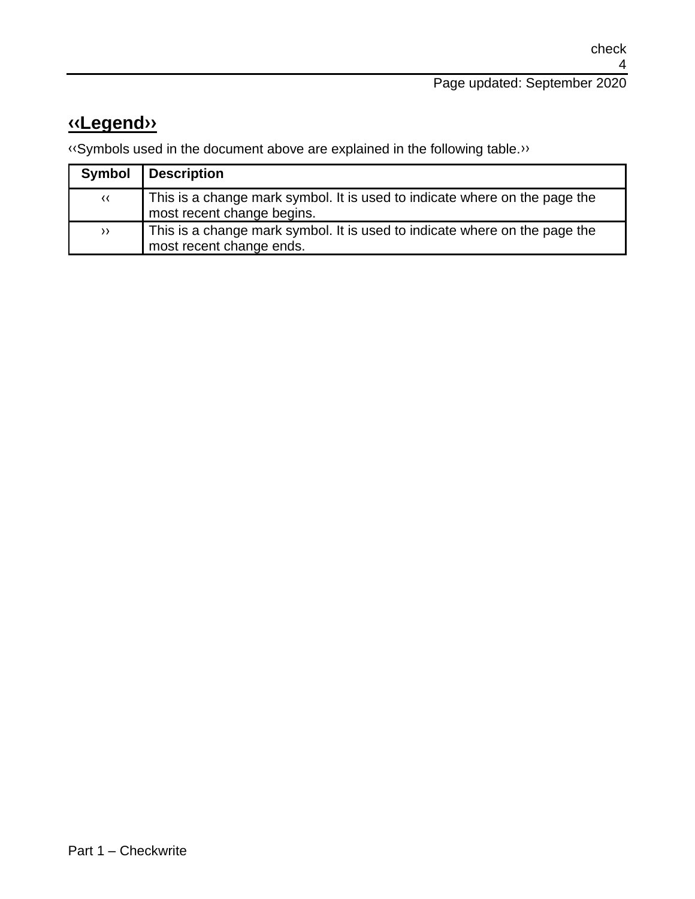## ‹‹Legend››

‹‹Symbols used in the document above are explained in the following table.››

| Symbol | Description |
|---|---|
| ‹‹ | This is a change mark symbol. It is used to indicate where on the page the most recent change begins. |
| ›› | This is a change mark symbol. It is used to indicate where on the page the most recent change ends. |